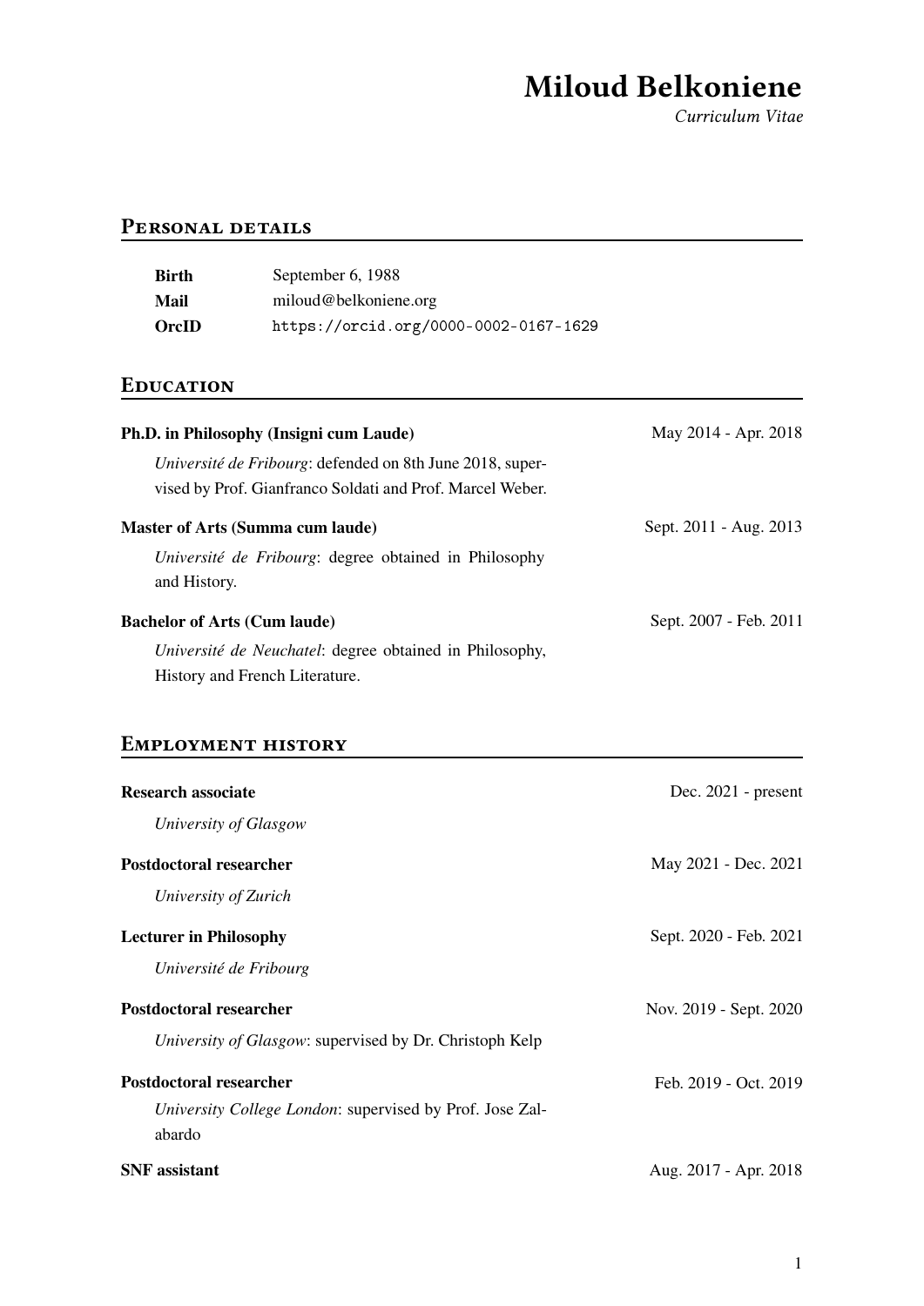# Miloud Belkoniene

*Curriculum Vitae*

## Personal details

| | |
|---|---|
| **Birth** | September 6, 1988 |
| **Mail** | miloud@belkoniene.org |
| **OrcID** | `https://orcid.org/0000-0002-0167-1629` |

## Education

**Ph.D. in Philosophy (Insigni cum Laude)** — May 2014 - Apr. 2018

*Université de Fribourg*: defended on 8th June 2018, supervised by Prof. Gianfranco Soldati and Prof. Marcel Weber.

**Master of Arts (Summa cum laude)** — Sept. 2011 - Aug. 2013

*Université de Fribourg*: degree obtained in Philosophy and History.

**Bachelor of Arts (Cum laude)** — Sept. 2007 - Feb. 2011

*Université de Neuchatel*: degree obtained in Philosophy, History and French Literature.

## Employment history

**Research associate** — Dec. 2021 - present

*University of Glasgow*

**Postdoctoral researcher** — May 2021 - Dec. 2021

*University of Zurich*

**Lecturer in Philosophy** — Sept. 2020 - Feb. 2021

*Université de Fribourg*

**Postdoctoral researcher** — Nov. 2019 - Sept. 2020

*University of Glasgow*: supervised by Dr. Christoph Kelp

**Postdoctoral researcher** — Feb. 2019 - Oct. 2019

*University College London*: supervised by Prof. Jose Zalabardo

**SNF assistant** — Aug. 2017 - Apr. 2018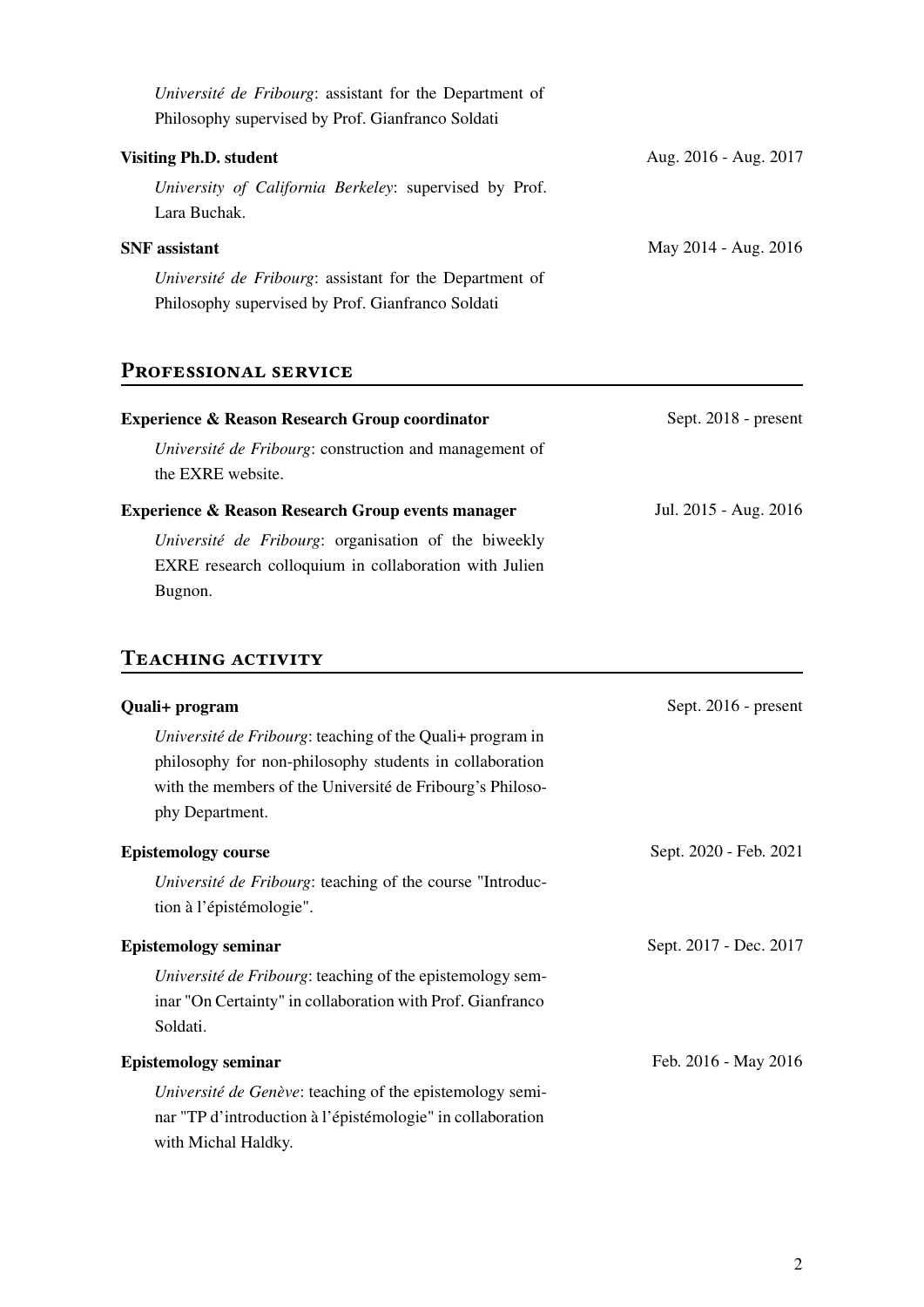*Université de Fribourg*: assistant for the Department of Philosophy supervised by Prof. Gianfranco Soldati

**Visiting Ph.D. student** — Aug. 2016 - Aug. 2017

*University of California Berkeley*: supervised by Prof. Lara Buchak.

**SNF assistant** — May 2014 - Aug. 2016

*Université de Fribourg*: assistant for the Department of Philosophy supervised by Prof. Gianfranco Soldati

## Professional service

**Experience & Reason Research Group coordinator** — Sept. 2018 - present

*Université de Fribourg*: construction and management of the EXRE website.

**Experience & Reason Research Group events manager** — Jul. 2015 - Aug. 2016

*Université de Fribourg*: organisation of the biweekly EXRE research colloquium in collaboration with Julien Bugnon.

## Teaching activity

**Quali+ program** — Sept. 2016 - present

*Université de Fribourg*: teaching of the Quali+ program in philosophy for non-philosophy students in collaboration with the members of the Université de Fribourg's Philosophy Department.

**Epistemology course** — Sept. 2020 - Feb. 2021

*Université de Fribourg*: teaching of the course "Introduction à l'épistémologie".

**Epistemology seminar** — Sept. 2017 - Dec. 2017

*Université de Fribourg*: teaching of the epistemology seminar "On Certainty" in collaboration with Prof. Gianfranco Soldati.

**Epistemology seminar** — Feb. 2016 - May 2016

*Université de Genève*: teaching of the epistemology seminar "TP d'introduction à l'épistémologie" in collaboration with Michal Haldky.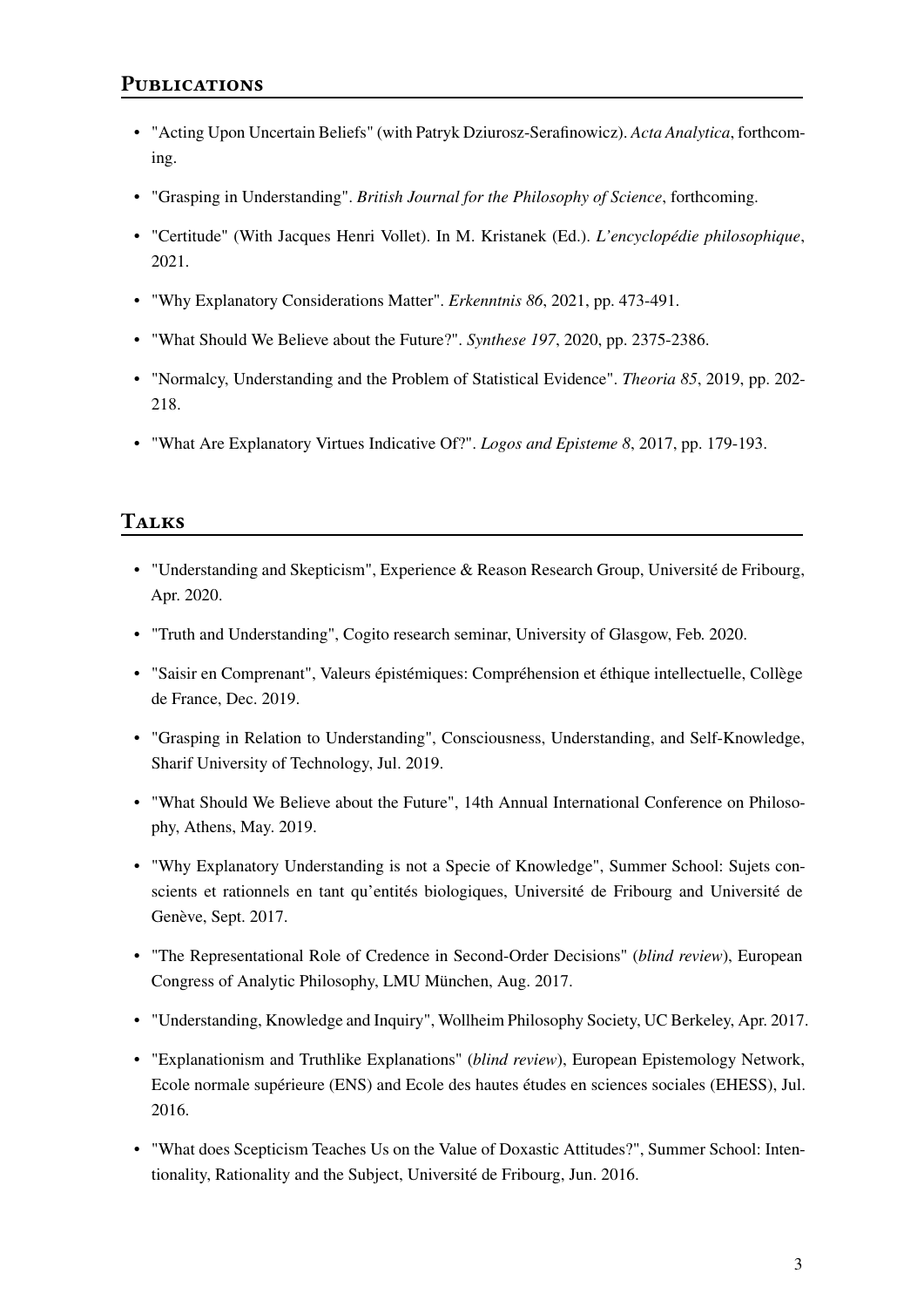## Publications

- "Acting Upon Uncertain Beliefs" (with Patryk Dziurosz-Serafinowicz). *Acta Analytica*, forthcoming.
- "Grasping in Understanding". *British Journal for the Philosophy of Science*, forthcoming.
- "Certitude" (With Jacques Henri Vollet). In M. Kristanek (Ed.). *L'encyclopédie philosophique*, 2021.
- "Why Explanatory Considerations Matter". *Erkenntnis 86*, 2021, pp. 473-491.
- "What Should We Believe about the Future?". *Synthese 197*, 2020, pp. 2375-2386.
- "Normalcy, Understanding and the Problem of Statistical Evidence". *Theoria 85*, 2019, pp. 202-218.
- "What Are Explanatory Virtues Indicative Of?". *Logos and Episteme 8*, 2017, pp. 179-193.

## Talks

- "Understanding and Skepticism", Experience & Reason Research Group, Université de Fribourg, Apr. 2020.
- "Truth and Understanding", Cogito research seminar, University of Glasgow, Feb. 2020.
- "Saisir en Comprenant", Valeurs épistémiques: Compréhension et éthique intellectuelle, Collège de France, Dec. 2019.
- "Grasping in Relation to Understanding", Consciousness, Understanding, and Self-Knowledge, Sharif University of Technology, Jul. 2019.
- "What Should We Believe about the Future", 14th Annual International Conference on Philosophy, Athens, May. 2019.
- "Why Explanatory Understanding is not a Specie of Knowledge", Summer School: Sujets conscients et rationnels en tant qu'entités biologiques, Université de Fribourg and Université de Genève, Sept. 2017.
- "The Representational Role of Credence in Second-Order Decisions" (*blind review*), European Congress of Analytic Philosophy, LMU München, Aug. 2017.
- "Understanding, Knowledge and Inquiry", Wollheim Philosophy Society, UC Berkeley, Apr. 2017.
- "Explanationism and Truthlike Explanations" (*blind review*), European Epistemology Network, Ecole normale supérieure (ENS) and Ecole des hautes études en sciences sociales (EHESS), Jul. 2016.
- "What does Scepticism Teaches Us on the Value of Doxastic Attitudes?", Summer School: Intentionality, Rationality and the Subject, Université de Fribourg, Jun. 2016.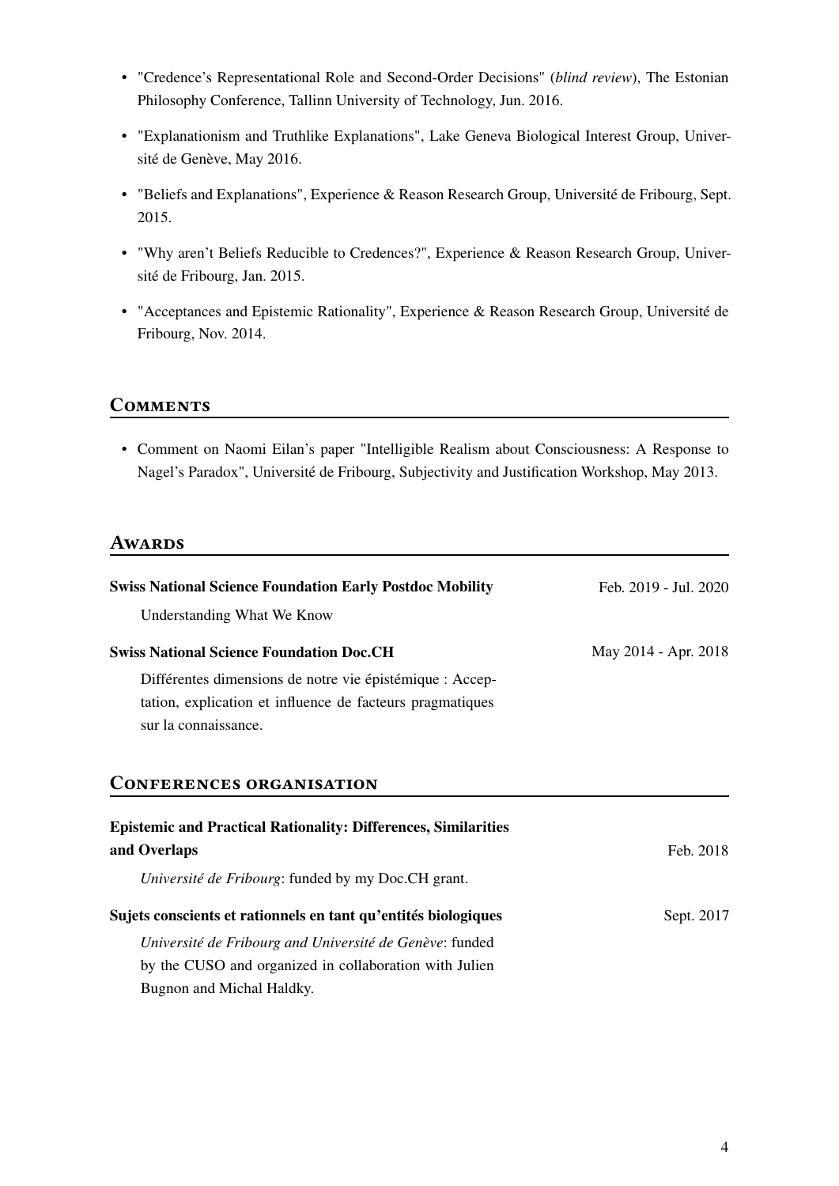- "Credence's Representational Role and Second-Order Decisions" (*blind review*), The Estonian Philosophy Conference, Tallinn University of Technology, Jun. 2016.
- "Explanationism and Truthlike Explanations", Lake Geneva Biological Interest Group, Université de Genève, May 2016.
- "Beliefs and Explanations", Experience & Reason Research Group, Université de Fribourg, Sept. 2015.
- "Why aren't Beliefs Reducible to Credences?", Experience & Reason Research Group, Université de Fribourg, Jan. 2015.
- "Acceptances and Epistemic Rationality", Experience & Reason Research Group, Université de Fribourg, Nov. 2014.

## Comments

- Comment on Naomi Eilan's paper "Intelligible Realism about Consciousness: A Response to Nagel's Paradox", Université de Fribourg, Subjectivity and Justification Workshop, May 2013.

## Awards

**Swiss National Science Foundation Early Postdoc Mobility** — Feb. 2019 - Jul. 2020

Understanding What We Know

**Swiss National Science Foundation Doc.CH** — May 2014 - Apr. 2018

Différentes dimensions de notre vie épistémique : Acceptation, explication et influence de facteurs pragmatiques sur la connaissance.

## Conferences organisation

**Epistemic and Practical Rationality: Differences, Similarities and Overlaps** — Feb. 2018

*Université de Fribourg*: funded by my Doc.CH grant.

**Sujets conscients et rationnels en tant qu'entités biologiques** — Sept. 2017

*Université de Fribourg and Université de Genève*: funded by the CUSO and organized in collaboration with Julien Bugnon and Michal Haldky.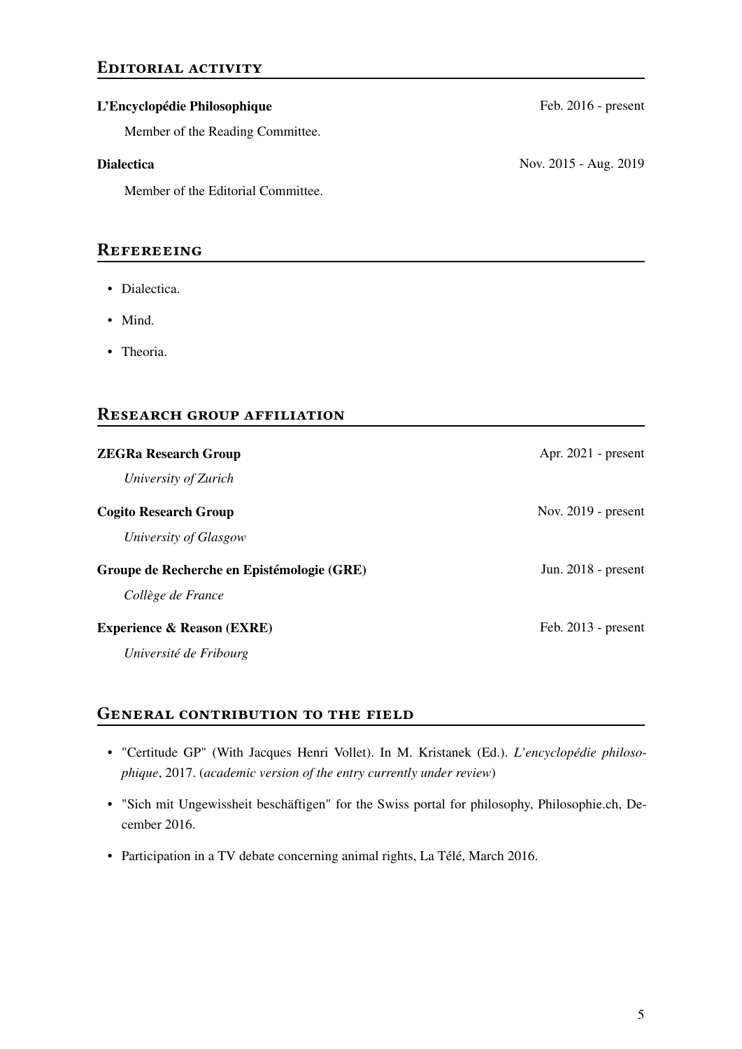## Editorial activity

**L'Encyclopédie Philosophique** Feb. 2016 - present

Member of the Reading Committee.

**Dialectica** Nov. 2015 - Aug. 2019

Member of the Editorial Committee.

## Refereeing

- Dialectica.
- Mind.
- Theoria.

## Research group affiliation

**ZEGRa Research Group** Apr. 2021 - present

*University of Zurich*

**Cogito Research Group** Nov. 2019 - present

*University of Glasgow*

**Groupe de Recherche en Epistémologie (GRE)** Jun. 2018 - present

*Collège de France*

**Experience & Reason (EXRE)** Feb. 2013 - present

*Université de Fribourg*

## General contribution to the field

- "Certitude GP" (With Jacques Henri Vollet). In M. Kristanek (Ed.). *L'encyclopédie philosophique*, 2017. (*academic version of the entry currently under review*)
- "Sich mit Ungewissheit beschäftigen" for the Swiss portal for philosophy, Philosophie.ch, December 2016.
- Participation in a TV debate concerning animal rights, La Télé, March 2016.